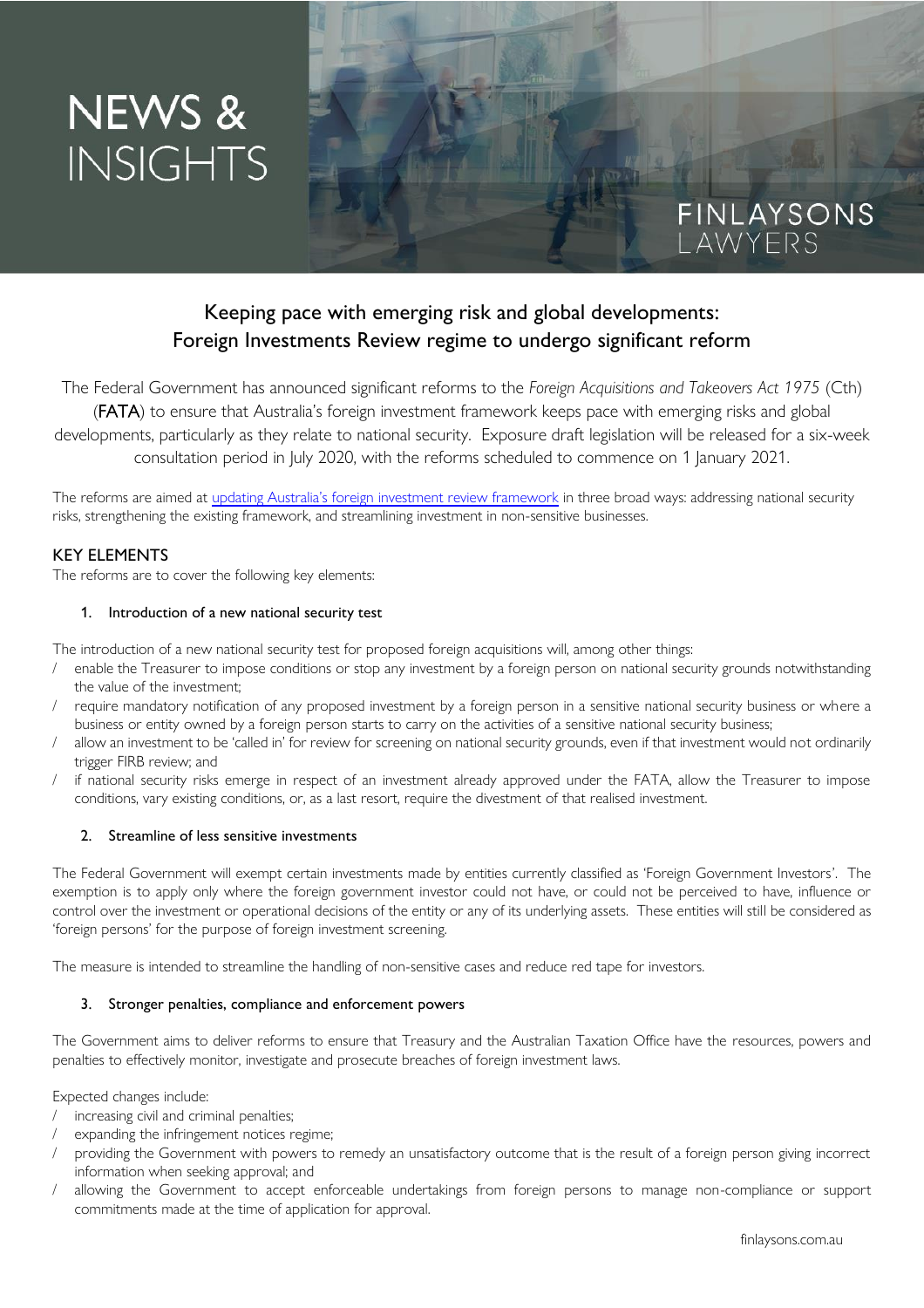# Keeping pace with emerging risk and global developments: Foreign Investments Review regime to undergo significant reform

The Federal Government has announced significant reforms to the *Foreign Acquisitions and Takeovers Act 1975* (Cth) (**FATA**) to ensure that Australia's foreign investment framework keeps pace with emerging risks and global developments, particularly as they relate to national security. Exposure draft legislation will be released for a six-week consultation period in July 2020, with the reforms scheduled to commence on 1 January 2021.

The reforms are aimed at updating Australia's foreign investment review framework in three broad ways: addressing national security risks, strengthening the existing framework, and streamlining investment in non-sensitive businesses.

## KEY ELEMENTS

The reforms are to cover the following key elements:

### 1. Introduction of a new national security test

The introduction of a new national security test for proposed foreign acquisitions will, among other things:

- enable the Treasurer to impose conditions or stop any investment by a foreign person on national security grounds notwithstanding the value of the investment;
- require mandatory notification of any proposed investment by a foreign person in a sensitive national security business or where a business or entity owned by a foreign person starts to carry on the activities of a sensitive national security business;
- allow an investment to be 'called in' for review for screening on national security grounds, even if that investment would not ordinarily trigger FIRB review; and
- if national security risks emerge in respect of an investment already approved under the FATA, allow the Treasurer to impose conditions, vary existing conditions, or, as a last resort, require the divestment of that realised investment.

### 2. Streamline of less sensitive investments

The Federal Government will exempt certain investments made by entities currently classified as 'Foreign Government Investors'. The exemption is to apply only where the foreign government investor could not have, or could not be perceived to have, influence or control over the investment or operational decisions of the entity or any of its underlying assets. These entities will still be considered as 'foreign persons' for the purpose of foreign investment screening.

The measure is intended to streamline the handling of non-sensitive cases and reduce red tape for investors.

### 3. Stronger penalties, compliance and enforcement powers

The Government aims to deliver reforms to ensure that Treasury and the Australian Taxation Office have the resources, powers and penalties to effectively monitor, investigate and prosecute breaches of foreign investment laws.

Expected changes include:

- increasing civil and criminal penalties;
- expanding the infringement notices regime;
- providing the Government with powers to remedy an unsatisfactory outcome that is the result of a foreign person giving incorrect information when seeking approval; and
- allowing the Government to accept enforceable undertakings from foreign persons to manage non-compliance or support commitments made at the time of application for approval.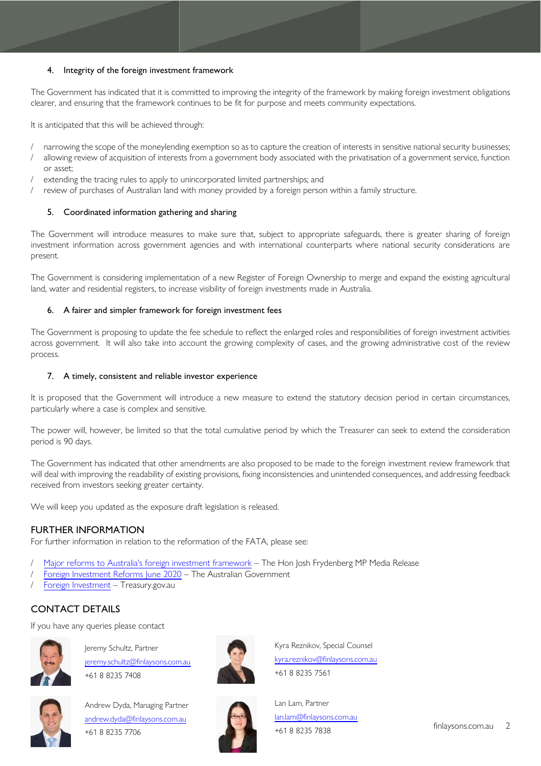### 4. Integrity of the foreign investment framework

The Government has indicated that it is committed to improving the integrity of the framework by making foreign investment obligations clearer, and ensuring that the framework continues to be fit for purpose and meets community expectations.

It is anticipated that this will be achieved through:

- narrowing the scope of the moneylending exemption so as to capture the creation of interests in sensitive national security businesses;
- allowing review of acquisition of interests from a government body associated with the privatisation of a government service, function or asset;
- extending the tracing rules to apply to unincorporated limited partnerships; and
- review of purchases of Australian land with money provided by a foreign person within a family structure.

### 5. Coordinated information gathering and sharing

The Government will introduce measures to make sure that, subject to appropriate safeguards, there is greater sharing of foreign investment information across government agencies and with international counterparts where national security considerations are present.

The Government is considering implementation of a new Register of Foreign Ownership to merge and expand the existing agricultural land, water and residential registers, to increase visibility of foreign investments made in Australia.

### 6. A fairer and simpler framework for foreign investment fees

The Government is proposing to update the fee schedule to reflect the enlarged roles and responsibilities of foreign investment activities across government. It will also take into account the growing complexity of cases, and the growing administrative cost of the review process.

### 7. A timely, consistent and reliable investor experience

It is proposed that the Government will introduce a new measure to extend the statutory decision period in certain circumstances, particularly where a case is complex and sensitive.

The power will, however, be limited so that the total cumulative period by which the Treasurer can seek to extend the consideration period is 90 days.

The Government has indicated that other amendments are also proposed to be made to the foreign investment review framework that will deal with improving the readability of existing provisions, fixing inconsistencies and unintended consequences, and addressing feedback received from investors seeking greater certainty.

We will keep you updated as the exposure draft legislation is released.

## FURTHER INFORMATION

For further information in relation to the reformation of the FATA, please see:

- Major reforms to Australia's foreign investment framework – The Hon Josh Frydenberg MP Media Release
- Foreign Investment Reforms June 2020 – The Australian Government
- Foreign Investment – Treasury.gov.au

## CONTACT DETAILS

If you have any queries please contact

Jeremy Schultz, Partner
jeremy.schultz@finlaysons.com.au
+61 8 8235 7408

Kyra Reznikov, Special Counsel
kyra.reznikov@finlaysons.com.au
+61 8 8235 7561

Andrew Dyda, Managing Partner
andrew.dyda@finlaysons.com.au
+61 8 8235 7706

Lan Lam, Partner
lan.lam@finlaysons.com.au
+61 8 8235 7838